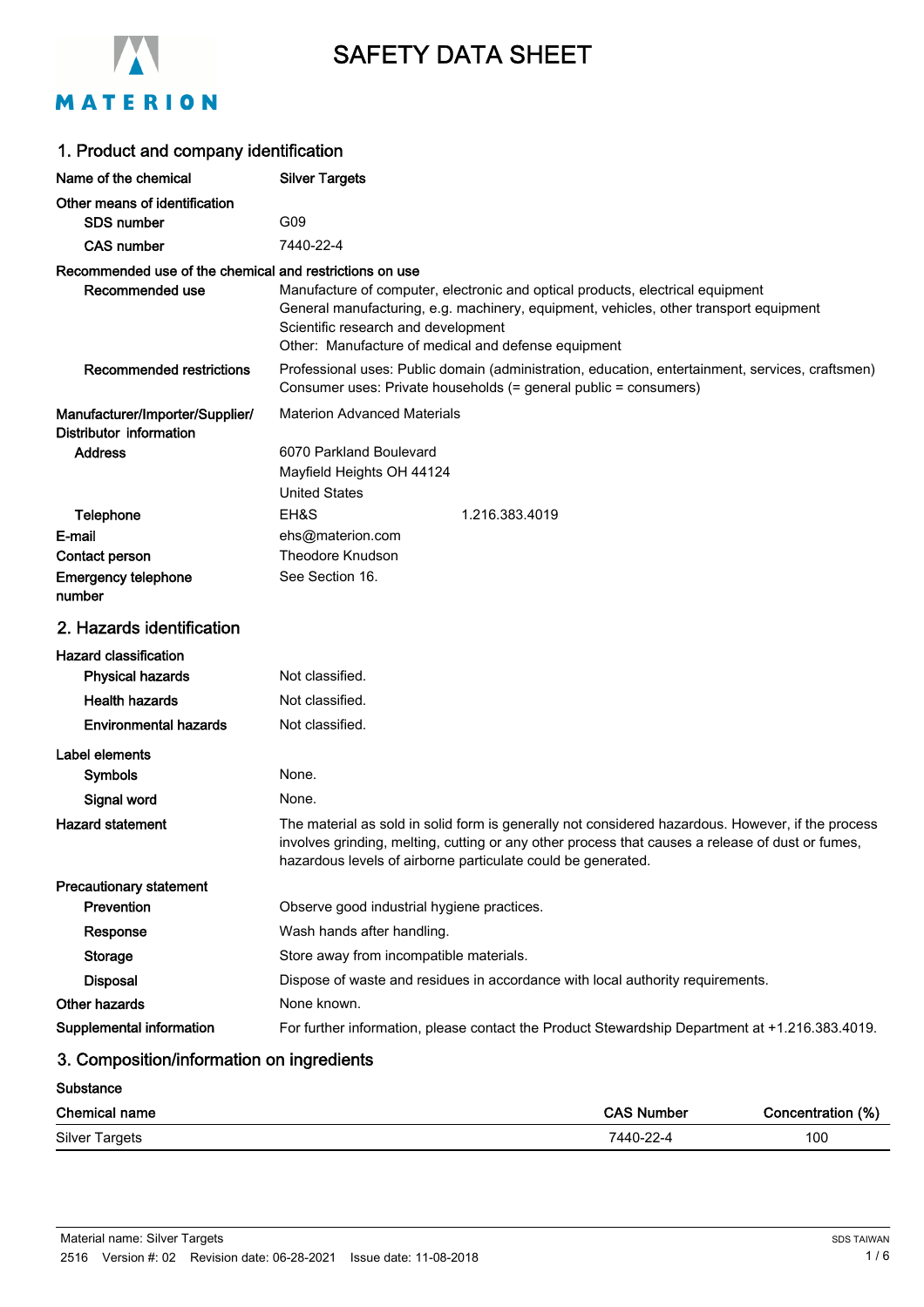MATERION

# SAFETY DATA SHEET

## 1. Product and company identification

| | |
|---|---|
| **Name of the chemical** | **Silver Targets** |
| **Other means of identification** | |
| **SDS number** | G09 |
| **CAS number** | 7440-22-4 |

**Recommended use of the chemical and restrictions on use**

| | |
|---|---|
| **Recommended use** | Manufacture of computer, electronic and optical products, electrical equipment<br>General manufacturing, e.g. machinery, equipment, vehicles, other transport equipment<br>Scientific research and development<br>Other: Manufacture of medical and defense equipment |
| **Recommended restrictions** | Professional uses: Public domain (administration, education, entertainment, services, craftsmen)<br>Consumer uses: Private households (= general public = consumers) |
| **Manufacturer/Importer/Supplier/ Distributor information** | Materion Advanced Materials |
| **Address** | 6070 Parkland Boulevard<br>Mayfield Heights OH 44124<br>United States |
| **Telephone** | EH&S 1.216.383.4019 |
| **E-mail** | ehs@materion.com |
| **Contact person** | Theodore Knudson |
| **Emergency telephone number** | See Section 16. |

## 2. Hazards identification

**Hazard classification**

| | |
|---|---|
| **Physical hazards** | Not classified. |
| **Health hazards** | Not classified. |
| **Environmental hazards** | Not classified. |

**Label elements**

| | |
|---|---|
| **Symbols** | None. |
| **Signal word** | None. |
| **Hazard statement** | The material as sold in solid form is generally not considered hazardous. However, if the process involves grinding, melting, cutting or any other process that causes a release of dust or fumes, hazardous levels of airborne particulate could be generated. |

**Precautionary statement**

| | |
|---|---|
| **Prevention** | Observe good industrial hygiene practices. |
| **Response** | Wash hands after handling. |
| **Storage** | Store away from incompatible materials. |
| **Disposal** | Dispose of waste and residues in accordance with local authority requirements. |
| **Other hazards** | None known. |
| **Supplemental information** | For further information, please contact the Product Stewardship Department at +1.216.383.4019. |

## 3. Composition/information on ingredients

**Substance**

| Chemical name | CAS Number | Concentration (%) |
|---|---|---|
| Silver Targets | 7440-22-4 | 100 |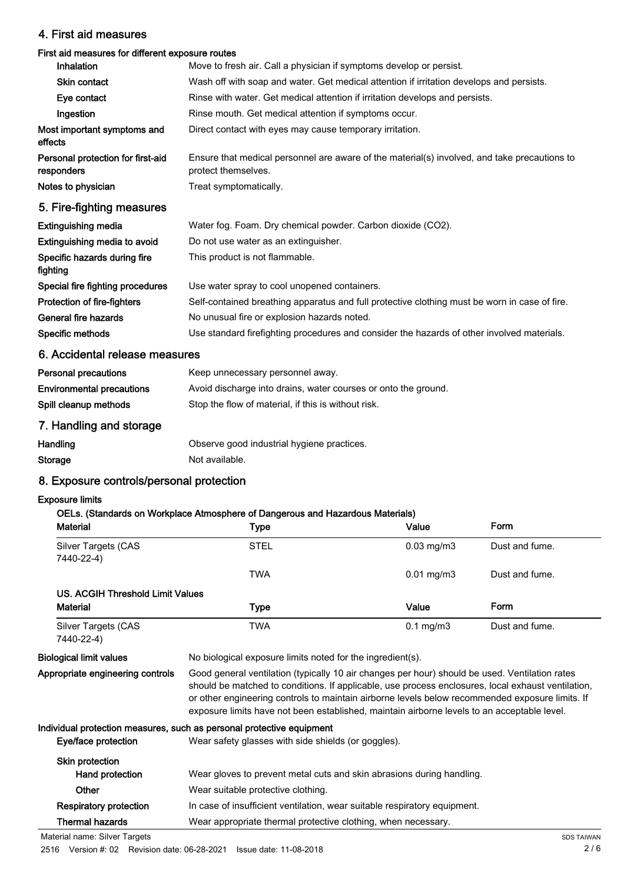## 4. First aid measures

### First aid measures for different exposure routes

| | |
|---|---|
| **Inhalation** | Move to fresh air. Call a physician if symptoms develop or persist. |
| **Skin contact** | Wash off with soap and water. Get medical attention if irritation develops and persists. |
| **Eye contact** | Rinse with water. Get medical attention if irritation develops and persists. |
| **Ingestion** | Rinse mouth. Get medical attention if symptoms occur. |
| **Most important symptoms and effects** | Direct contact with eyes may cause temporary irritation. |
| **Personal protection for first-aid responders** | Ensure that medical personnel are aware of the material(s) involved, and take precautions to protect themselves. |
| **Notes to physician** | Treat symptomatically. |

## 5. Fire-fighting measures

| | |
|---|---|
| **Extinguishing media** | Water fog. Foam. Dry chemical powder. Carbon dioxide ($CO_2$). |
| **Extinguishing media to avoid** | Do not use water as an extinguisher. |
| **Specific hazards during fire fighting** | This product is not flammable. |
| **Special fire fighting procedures** | Use water spray to cool unopened containers. |
| **Protection of fire-fighters** | Self-contained breathing apparatus and full protective clothing must be worn in case of fire. |
| **General fire hazards** | No unusual fire or explosion hazards noted. |
| **Specific methods** | Use standard firefighting procedures and consider the hazards of other involved materials. |

## 6. Accidental release measures

| | |
|---|---|
| **Personal precautions** | Keep unnecessary personnel away. |
| **Environmental precautions** | Avoid discharge into drains, water courses or onto the ground. |
| **Spill cleanup methods** | Stop the flow of material, if this is without risk. |

## 7. Handling and storage

| | |
|---|---|
| **Handling** | Observe good industrial hygiene practices. |
| **Storage** | Not available. |

## 8. Exposure controls/personal protection

### Exposure limits

**OELs. (Standards on Workplace Atmosphere of Dangerous and Hazardous Materials)**

| Material | Type | Value | Form |
|---|---|---|---|
| Silver Targets (CAS 7440-22-4) | STEL | 0.03 mg/m3 | Dust and fume. |
| | TWA | 0.01 mg/m3 | Dust and fume. |

**US. ACGIH Threshold Limit Values**

| Material | Type | Value | Form |
|---|---|---|---|
| Silver Targets (CAS 7440-22-4) | TWA | 0.1 mg/m3 | Dust and fume. |

| | |
|---|---|
| **Biological limit values** | No biological exposure limits noted for the ingredient(s). |
| **Appropriate engineering controls** | Good general ventilation (typically 10 air changes per hour) should be used. Ventilation rates should be matched to conditions. If applicable, use process enclosures, local exhaust ventilation, or other engineering controls to maintain airborne levels below recommended exposure limits. If exposure limits have not been established, maintain airborne levels to an acceptable level. |

### Individual protection measures, such as personal protective equipment

| | |
|---|---|
| **Eye/face protection** | Wear safety glasses with side shields (or goggles). |
| **Skin protection** | |
| **Hand protection** | Wear gloves to prevent metal cuts and skin abrasions during handling. |
| **Other** | Wear suitable protective clothing. |
| **Respiratory protection** | In case of insufficient ventilation, wear suitable respiratory equipment. |
| **Thermal hazards** | Wear appropriate thermal protective clothing, when necessary. |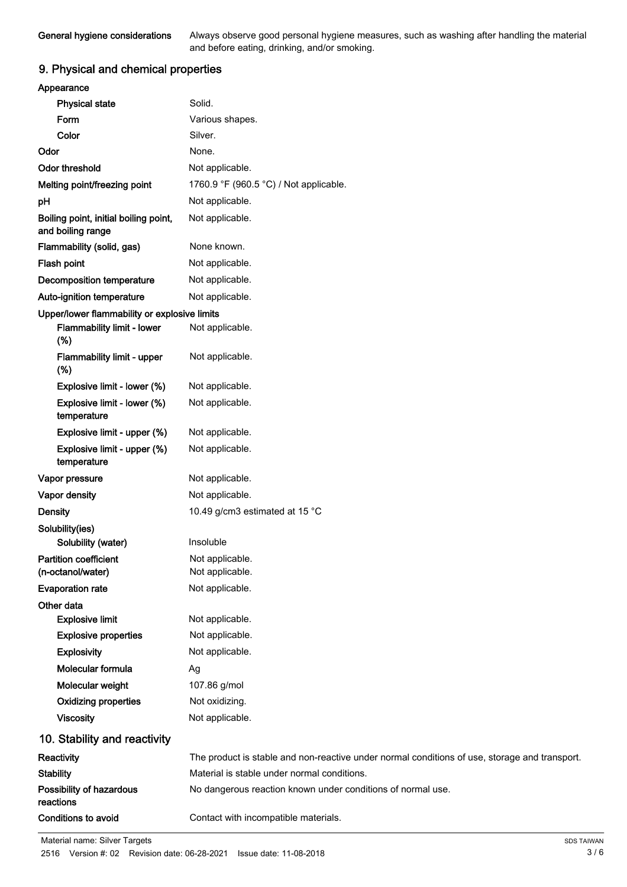| | |
|---|---|
| **General hygiene considerations** | Always observe good personal hygiene measures, such as washing after handling the material and before eating, drinking, and/or smoking. |

## 9. Physical and chemical properties

| | |
|---|---|
| **Appearance** | |
| **Physical state** | Solid. |
| **Form** | Various shapes. |
| **Color** | Silver. |
| **Odor** | None. |
| **Odor threshold** | Not applicable. |
| **Melting point/freezing point** | 1760.9 °F (960.5 °C) / Not applicable. |
| **pH** | Not applicable. |
| **Boiling point, initial boiling point, and boiling range** | Not applicable. |
| **Flammability (solid, gas)** | None known. |
| **Flash point** | Not applicable. |
| **Decomposition temperature** | Not applicable. |
| **Auto-ignition temperature** | Not applicable. |
| **Upper/lower flammability or explosive limits** | |
| **Flammability limit - lower (%)** | Not applicable. |
| **Flammability limit - upper (%)** | Not applicable. |
| **Explosive limit - lower (%)** | Not applicable. |
| **Explosive limit - lower (%) temperature** | Not applicable. |
| **Explosive limit - upper (%)** | Not applicable. |
| **Explosive limit - upper (%) temperature** | Not applicable. |
| **Vapor pressure** | Not applicable. |
| **Vapor density** | Not applicable. |
| **Density** | 10.49 g/cm3 estimated at 15 °C |
| **Solubility(ies)** | |
| **Solubility (water)** | Insoluble |
| **Partition coefficient (n-octanol/water)** | Not applicable.<br>Not applicable. |
| **Evaporation rate** | Not applicable. |
| **Other data** | |
| **Explosive limit** | Not applicable. |
| **Explosive properties** | Not applicable. |
| **Explosivity** | Not applicable. |
| **Molecular formula** | Ag |
| **Molecular weight** | 107.86 g/mol |
| **Oxidizing properties** | Not oxidizing. |
| **Viscosity** | Not applicable. |

## 10. Stability and reactivity

| | |
|---|---|
| **Reactivity** | The product is stable and non-reactive under normal conditions of use, storage and transport. |
| **Stability** | Material is stable under normal conditions. |
| **Possibility of hazardous reactions** | No dangerous reaction known under conditions of normal use. |
| **Conditions to avoid** | Contact with incompatible materials. |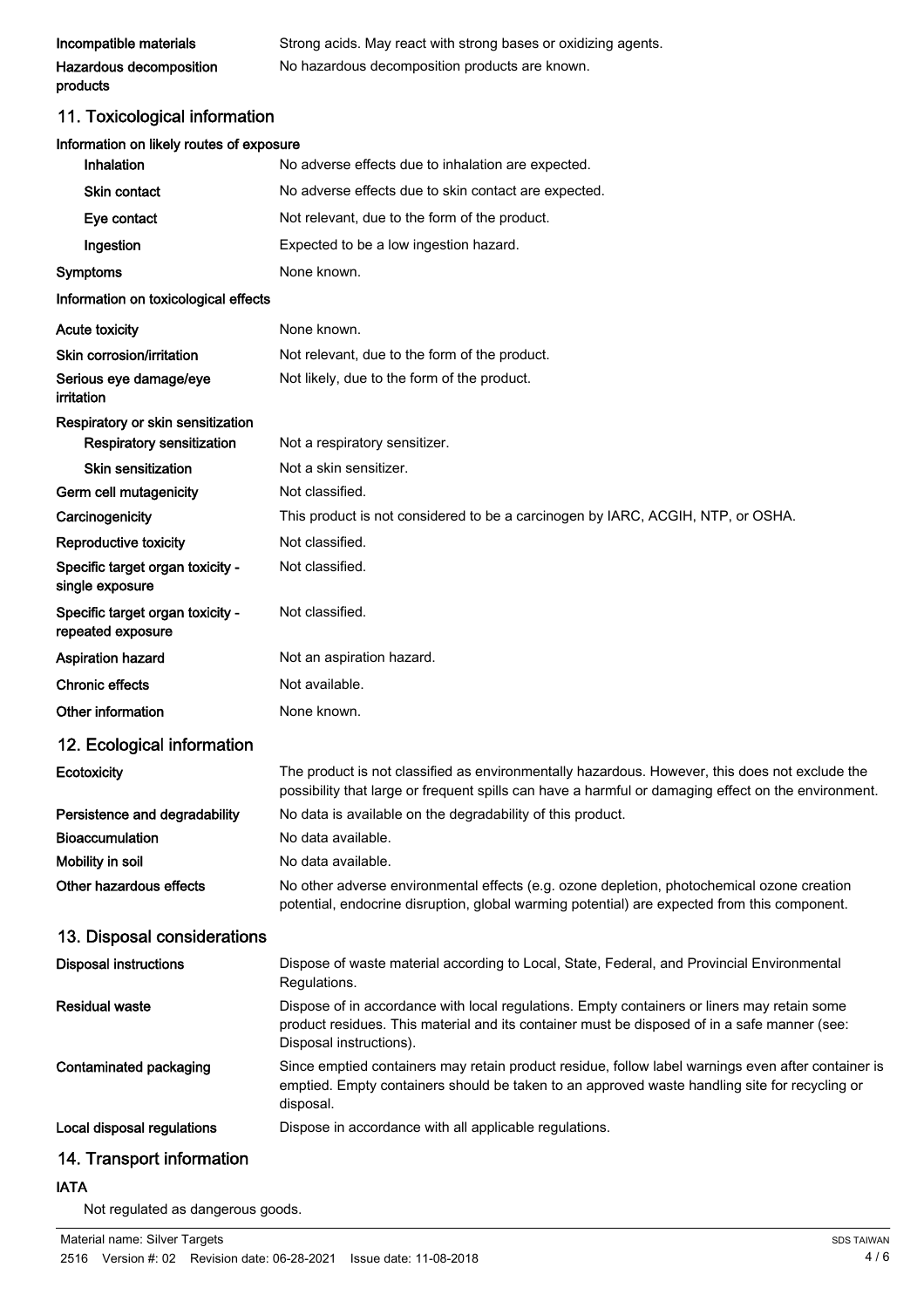**Incompatible materials** Strong acids. May react with strong bases or oxidizing agents.

**Hazardous decomposition products** No hazardous decomposition products are known.

## 11. Toxicological information

**Information on likely routes of exposure**

| | |
|---|---|
| **Inhalation** | No adverse effects due to inhalation are expected. |
| **Skin contact** | No adverse effects due to skin contact are expected. |
| **Eye contact** | Not relevant, due to the form of the product. |
| **Ingestion** | Expected to be a low ingestion hazard. |
| **Symptoms** | None known. |

**Information on toxicological effects**

| | |
|---|---|
| **Acute toxicity** | None known. |
| **Skin corrosion/irritation** | Not relevant, due to the form of the product. |
| **Serious eye damage/eye irritation** | Not likely, due to the form of the product. |
| **Respiratory or skin sensitization** | |
| **Respiratory sensitization** | Not a respiratory sensitizer. |
| **Skin sensitization** | Not a skin sensitizer. |
| **Germ cell mutagenicity** | Not classified. |
| **Carcinogenicity** | This product is not considered to be a carcinogen by IARC, ACGIH, NTP, or OSHA. |
| **Reproductive toxicity** | Not classified. |
| **Specific target organ toxicity - single exposure** | Not classified. |
| **Specific target organ toxicity - repeated exposure** | Not classified. |
| **Aspiration hazard** | Not an aspiration hazard. |
| **Chronic effects** | Not available. |
| **Other information** | None known. |

## 12. Ecological information

| | |
|---|---|
| **Ecotoxicity** | The product is not classified as environmentally hazardous. However, this does not exclude the possibility that large or frequent spills can have a harmful or damaging effect on the environment. |
| **Persistence and degradability** | No data is available on the degradability of this product. |
| **Bioaccumulation** | No data available. |
| **Mobility in soil** | No data available. |
| **Other hazardous effects** | No other adverse environmental effects (e.g. ozone depletion, photochemical ozone creation potential, endocrine disruption, global warming potential) are expected from this component. |

## 13. Disposal considerations

| | |
|---|---|
| **Disposal instructions** | Dispose of waste material according to Local, State, Federal, and Provincial Environmental Regulations. |
| **Residual waste** | Dispose of in accordance with local regulations. Empty containers or liners may retain some product residues. This material and its container must be disposed of in a safe manner (see: Disposal instructions). |
| **Contaminated packaging** | Since emptied containers may retain product residue, follow label warnings even after container is emptied. Empty containers should be taken to an approved waste handling site for recycling or disposal. |
| **Local disposal regulations** | Dispose in accordance with all applicable regulations. |

## 14. Transport information

**IATA**

Not regulated as dangerous goods.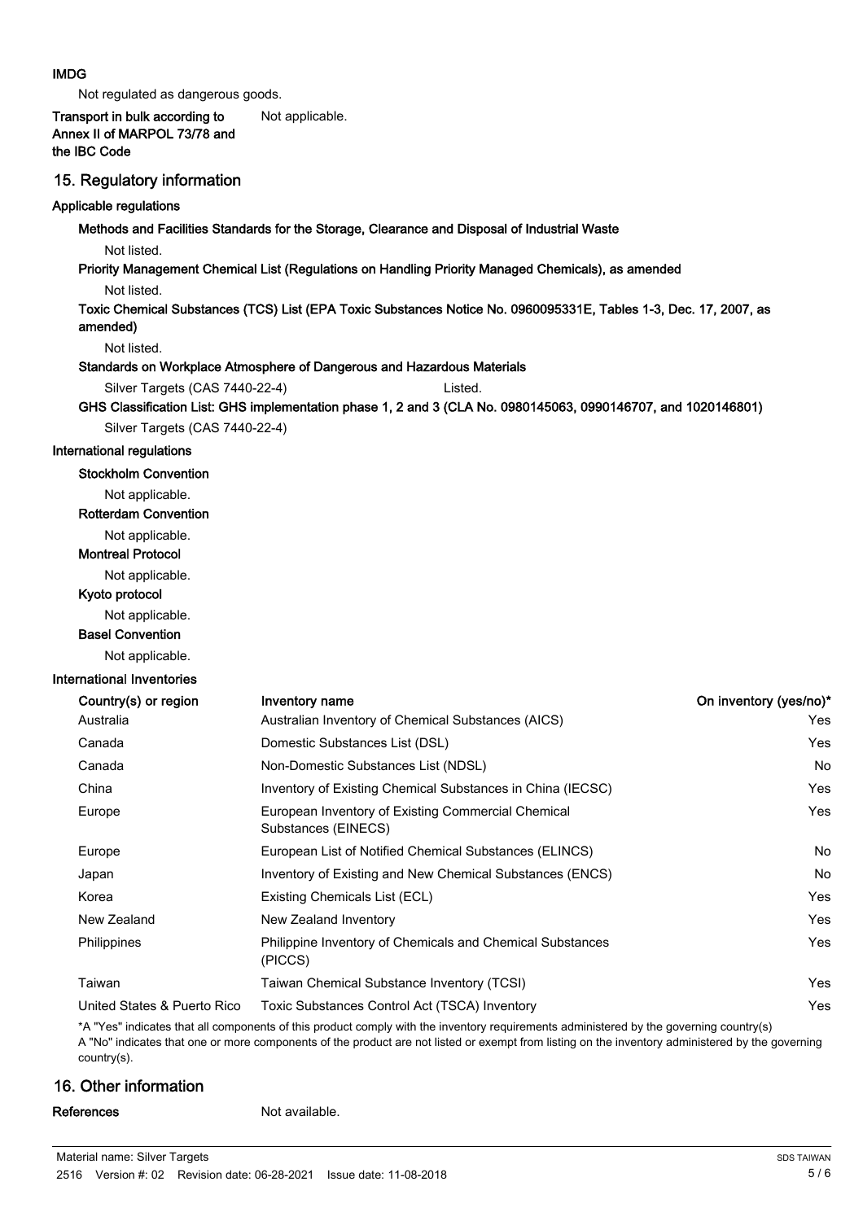**IMDG**

Not regulated as dangerous goods.

**Transport in bulk according to Annex II of MARPOL 73/78 and the IBC Code** Not applicable.

## 15. Regulatory information

**Applicable regulations**

**Methods and Facilities Standards for the Storage, Clearance and Disposal of Industrial Waste**

Not listed.

**Priority Management Chemical List (Regulations on Handling Priority Managed Chemicals), as amended**

Not listed.

**Toxic Chemical Substances (TCS) List (EPA Toxic Substances Notice No. 0960095331E, Tables 1-3, Dec. 17, 2007, as amended)**

Not listed.

**Standards on Workplace Atmosphere of Dangerous and Hazardous Materials**

Silver Targets (CAS 7440-22-4) Listed.

**GHS Classification List: GHS implementation phase 1, 2 and 3 (CLA No. 0980145063, 0990146707, and 1020146801)**

Silver Targets (CAS 7440-22-4)

**International regulations**

**Stockholm Convention**

Not applicable.

**Rotterdam Convention**

Not applicable.

**Montreal Protocol**

Not applicable.

**Kyoto protocol**

Not applicable.

**Basel Convention**

Not applicable.

**International Inventories**

| Country(s) or region | Inventory name | On inventory (yes/no)* |
|---|---|---|
| Australia | Australian Inventory of Chemical Substances (AICS) | Yes |
| Canada | Domestic Substances List (DSL) | Yes |
| Canada | Non-Domestic Substances List (NDSL) | No |
| China | Inventory of Existing Chemical Substances in China (IECSC) | Yes |
| Europe | European Inventory of Existing Commercial Chemical Substances (EINECS) | Yes |
| Europe | European List of Notified Chemical Substances (ELINCS) | No |
| Japan | Inventory of Existing and New Chemical Substances (ENCS) | No |
| Korea | Existing Chemicals List (ECL) | Yes |
| New Zealand | New Zealand Inventory | Yes |
| Philippines | Philippine Inventory of Chemicals and Chemical Substances (PICCS) | Yes |
| Taiwan | Taiwan Chemical Substance Inventory (TCSI) | Yes |
| United States & Puerto Rico | Toxic Substances Control Act (TSCA) Inventory | Yes |

*A "Yes" indicates that all components of this product comply with the inventory requirements administered by the governing country(s)
A "No" indicates that one or more components of the product are not listed or exempt from listing on the inventory administered by the governing country(s).

## 16. Other information

**References** Not available.

Material name: Silver Targets
2516 Version #: 02 Revision date: 06-28-2021 Issue date: 11-08-2018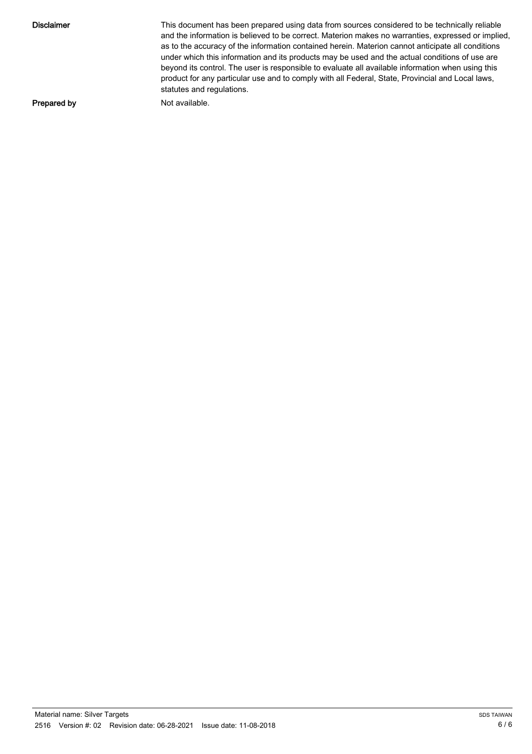**Disclaimer**

This document has been prepared using data from sources considered to be technically reliable and the information is believed to be correct. Materion makes no warranties, expressed or implied, as to the accuracy of the information contained herein. Materion cannot anticipate all conditions under which this information and its products may be used and the actual conditions of use are beyond its control. The user is responsible to evaluate all available information when using this product for any particular use and to comply with all Federal, State, Provincial and Local laws, statutes and regulations.

**Prepared by**

Not available.